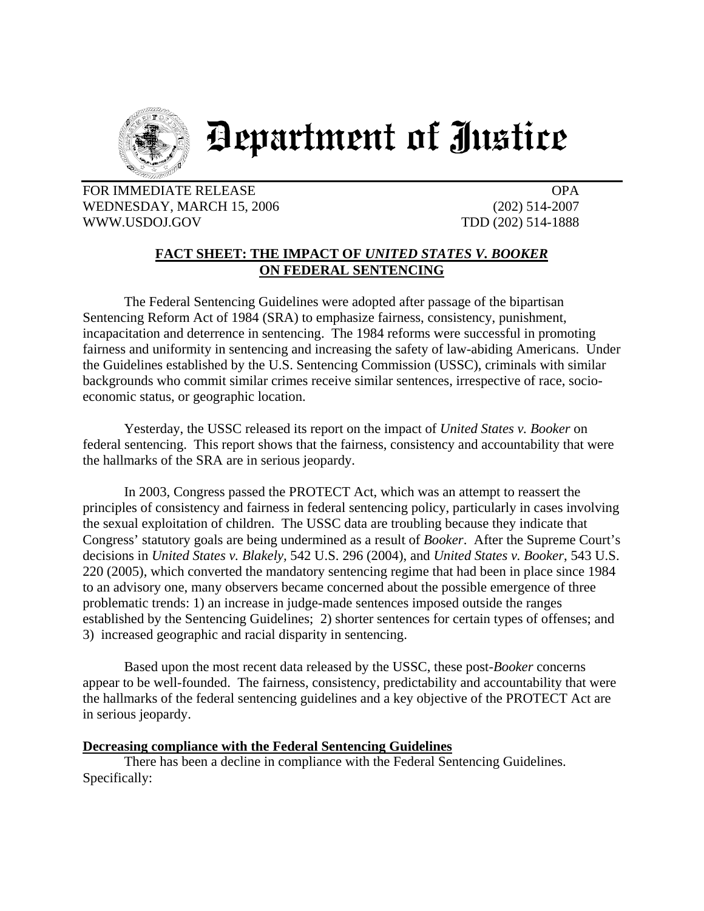# Department of Justice

FOR IMMEDIATE RELEASE
WEDNESDAY, MARCH 15, 2006
WWW.USDOJ.GOV

OPA
(202) 514-2007
TDD (202) 514-1888

## FACT SHEET: THE IMPACT OF *UNITED STATES V. BOOKER* ON FEDERAL SENTENCING

The Federal Sentencing Guidelines were adopted after passage of the bipartisan Sentencing Reform Act of 1984 (SRA) to emphasize fairness, consistency, punishment, incapacitation and deterrence in sentencing. The 1984 reforms were successful in promoting fairness and uniformity in sentencing and increasing the safety of law-abiding Americans. Under the Guidelines established by the U.S. Sentencing Commission (USSC), criminals with similar backgrounds who commit similar crimes receive similar sentences, irrespective of race, socio-economic status, or geographic location.

Yesterday, the USSC released its report on the impact of *United States v. Booker* on federal sentencing. This report shows that the fairness, consistency and accountability that were the hallmarks of the SRA are in serious jeopardy.

In 2003, Congress passed the PROTECT Act, which was an attempt to reassert the principles of consistency and fairness in federal sentencing policy, particularly in cases involving the sexual exploitation of children. The USSC data are troubling because they indicate that Congress' statutory goals are being undermined as a result of *Booker*. After the Supreme Court's decisions in *United States v. Blakely*, 542 U.S. 296 (2004), and *United States v. Booker*, 543 U.S. 220 (2005), which converted the mandatory sentencing regime that had been in place since 1984 to an advisory one, many observers became concerned about the possible emergence of three problematic trends: 1) an increase in judge-made sentences imposed outside the ranges established by the Sentencing Guidelines; 2) shorter sentences for certain types of offenses; and 3) increased geographic and racial disparity in sentencing.

Based upon the most recent data released by the USSC, these post-*Booker* concerns appear to be well-founded. The fairness, consistency, predictability and accountability that were the hallmarks of the federal sentencing guidelines and a key objective of the PROTECT Act are in serious jeopardy.

**Decreasing compliance with the Federal Sentencing Guidelines**

There has been a decline in compliance with the Federal Sentencing Guidelines. Specifically: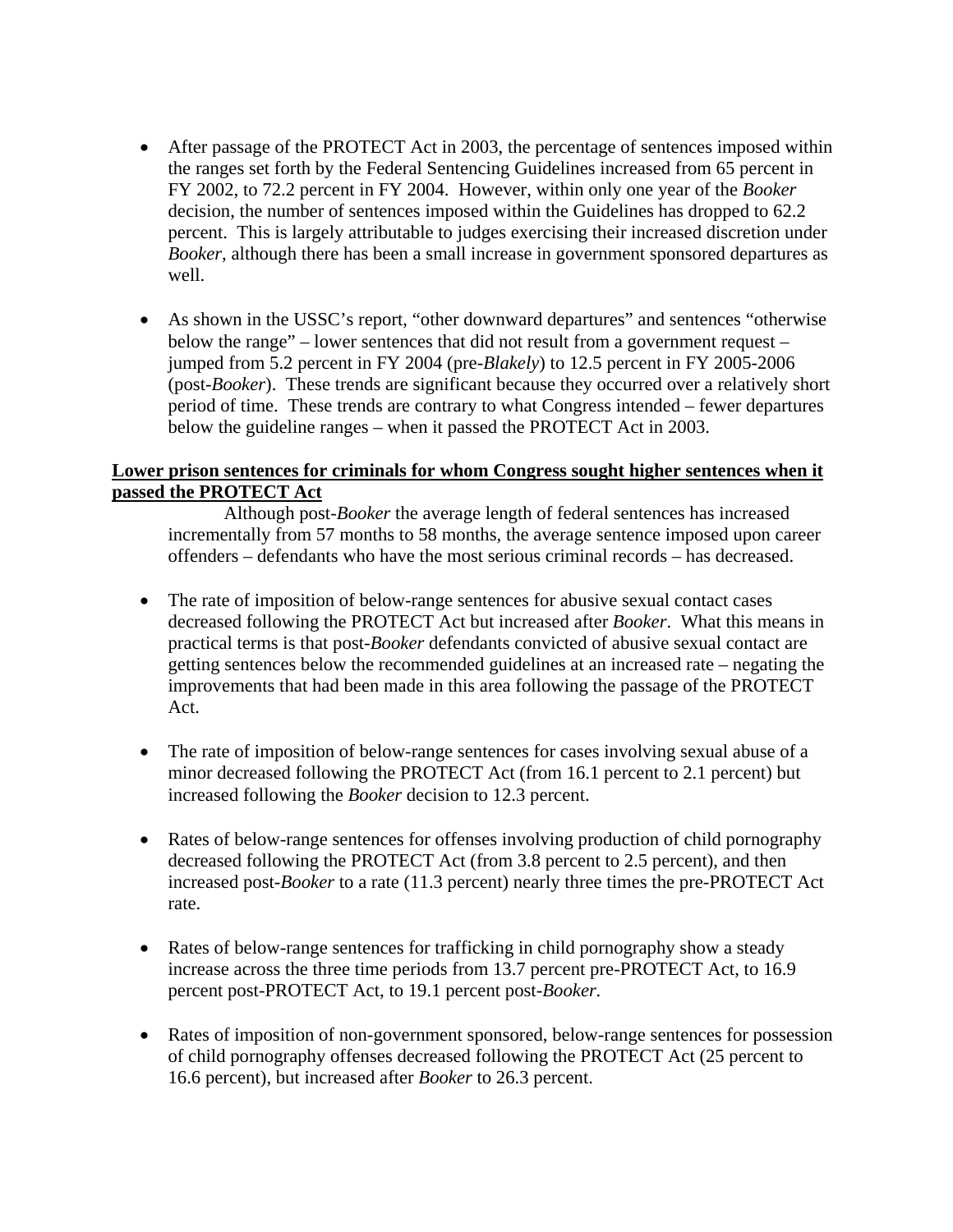- After passage of the PROTECT Act in 2003, the percentage of sentences imposed within the ranges set forth by the Federal Sentencing Guidelines increased from 65 percent in FY 2002, to 72.2 percent in FY 2004. However, within only one year of the *Booker* decision, the number of sentences imposed within the Guidelines has dropped to 62.2 percent. This is largely attributable to judges exercising their increased discretion under *Booker*, although there has been a small increase in government sponsored departures as well.

- As shown in the USSC's report, "other downward departures" and sentences "otherwise below the range" – lower sentences that did not result from a government request – jumped from 5.2 percent in FY 2004 (pre-*Blakely*) to 12.5 percent in FY 2005-2006 (post-*Booker*). These trends are significant because they occurred over a relatively short period of time. These trends are contrary to what Congress intended – fewer departures below the guideline ranges – when it passed the PROTECT Act in 2003.

**<u>Lower prison sentences for criminals for whom Congress sought higher sentences when it passed the PROTECT Act</u>**

Although post-*Booker* the average length of federal sentences has increased incrementally from 57 months to 58 months, the average sentence imposed upon career offenders – defendants who have the most serious criminal records – has decreased.

- The rate of imposition of below-range sentences for abusive sexual contact cases decreased following the PROTECT Act but increased after *Booker*. What this means in practical terms is that post-*Booker* defendants convicted of abusive sexual contact are getting sentences below the recommended guidelines at an increased rate – negating the improvements that had been made in this area following the passage of the PROTECT Act.

- The rate of imposition of below-range sentences for cases involving sexual abuse of a minor decreased following the PROTECT Act (from 16.1 percent to 2.1 percent) but increased following the *Booker* decision to 12.3 percent.

- Rates of below-range sentences for offenses involving production of child pornography decreased following the PROTECT Act (from 3.8 percent to 2.5 percent), and then increased post-*Booker* to a rate (11.3 percent) nearly three times the pre-PROTECT Act rate.

- Rates of below-range sentences for trafficking in child pornography show a steady increase across the three time periods from 13.7 percent pre-PROTECT Act, to 16.9 percent post-PROTECT Act, to 19.1 percent post-*Booker*.

- Rates of imposition of non-government sponsored, below-range sentences for possession of child pornography offenses decreased following the PROTECT Act (25 percent to 16.6 percent), but increased after *Booker* to 26.3 percent.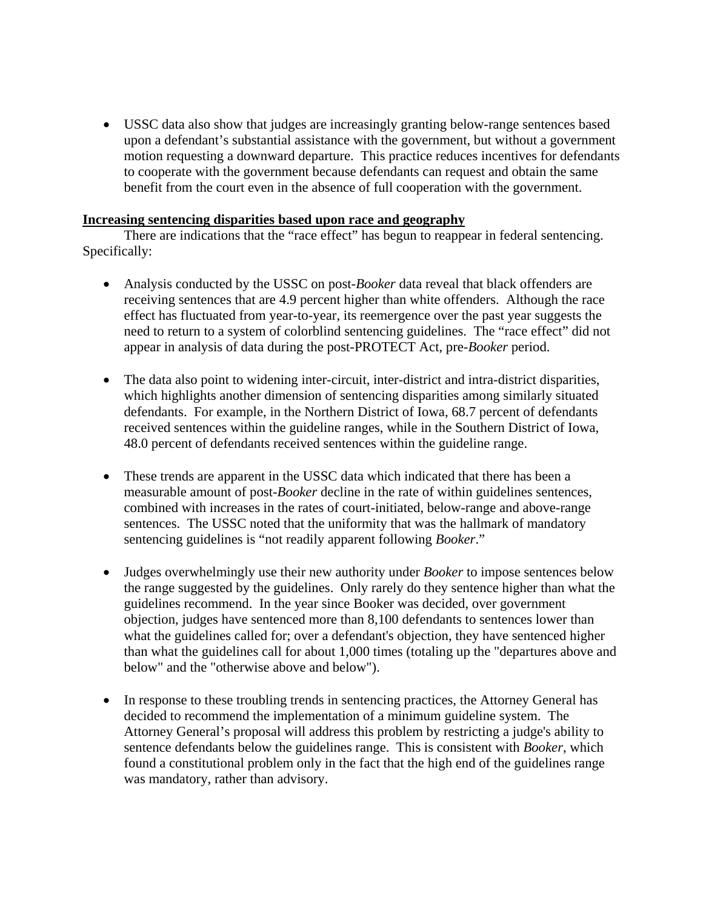- USSC data also show that judges are increasingly granting below-range sentences based upon a defendant's substantial assistance with the government, but without a government motion requesting a downward departure. This practice reduces incentives for defendants to cooperate with the government because defendants can request and obtain the same benefit from the court even in the absence of full cooperation with the government.

**<u>Increasing sentencing disparities based upon race and geography</u>**

There are indications that the "race effect" has begun to reappear in federal sentencing. Specifically:

- Analysis conducted by the USSC on post-*Booker* data reveal that black offenders are receiving sentences that are 4.9 percent higher than white offenders. Although the race effect has fluctuated from year-to-year, its reemergence over the past year suggests the need to return to a system of colorblind sentencing guidelines. The "race effect" did not appear in analysis of data during the post-PROTECT Act, pre-*Booker* period.

- The data also point to widening inter-circuit, inter-district and intra-district disparities, which highlights another dimension of sentencing disparities among similarly situated defendants. For example, in the Northern District of Iowa, 68.7 percent of defendants received sentences within the guideline ranges, while in the Southern District of Iowa, 48.0 percent of defendants received sentences within the guideline range.

- These trends are apparent in the USSC data which indicated that there has been a measurable amount of post-*Booker* decline in the rate of within guidelines sentences, combined with increases in the rates of court-initiated, below-range and above-range sentences. The USSC noted that the uniformity that was the hallmark of mandatory sentencing guidelines is "not readily apparent following *Booker*."

- Judges overwhelmingly use their new authority under *Booker* to impose sentences below the range suggested by the guidelines. Only rarely do they sentence higher than what the guidelines recommend. In the year since Booker was decided, over government objection, judges have sentenced more than 8,100 defendants to sentences lower than what the guidelines called for; over a defendant's objection, they have sentenced higher than what the guidelines call for about 1,000 times (totaling up the "departures above and below" and the "otherwise above and below").

- In response to these troubling trends in sentencing practices, the Attorney General has decided to recommend the implementation of a minimum guideline system. The Attorney General's proposal will address this problem by restricting a judge's ability to sentence defendants below the guidelines range. This is consistent with *Booker*, which found a constitutional problem only in the fact that the high end of the guidelines range was mandatory, rather than advisory.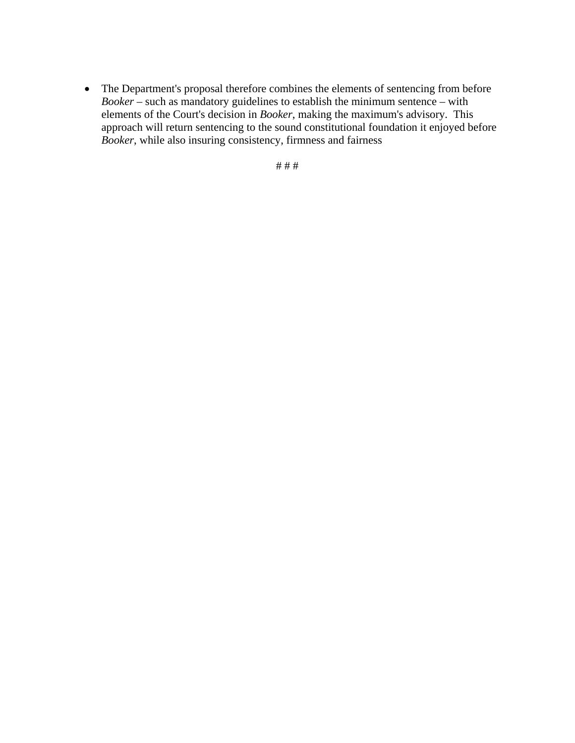- The Department's proposal therefore combines the elements of sentencing from before *Booker* – such as mandatory guidelines to establish the minimum sentence – with elements of the Court's decision in *Booker*, making the maximum's advisory. This approach will return sentencing to the sound constitutional foundation it enjoyed before *Booker*, while also insuring consistency, firmness and fairness

# # #